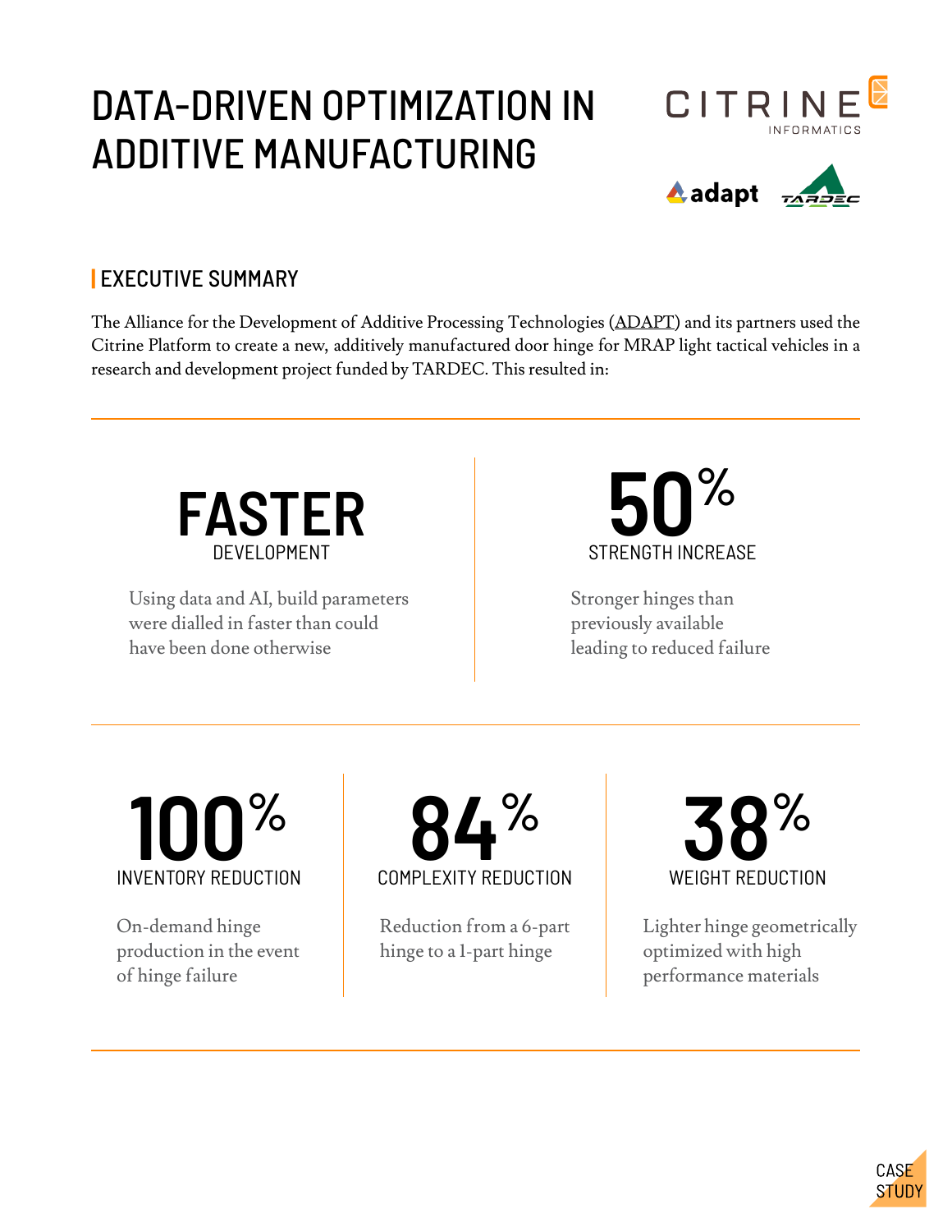# DATA-DRIVEN OPTIMIZATION IN ADDITIVE MANUFACTURING

CITRINE INFORMATICS

adapt

TARDEC

## EXECUTIVE SUMMARY

The Alliance for the Development of Additive Processing Technologies (ADAPT) and its partners used the Citrine Platform to create a new, additively manufactured door hinge for MRAP light tactical vehicles in a research and development project funded by TARDEC. This resulted in:

**FASTER**
DEVELOPMENT

Using data and AI, build parameters were dialled in faster than could have been done otherwise

**50%**
STRENGTH INCREASE

Stronger hinges than previously available leading to reduced failure

**100%**
INVENTORY REDUCTION

On-demand hinge production in the event of hinge failure

**84%**
COMPLEXITY REDUCTION

Reduction from a 6-part hinge to a 1-part hinge

**38%**
WEIGHT REDUCTION

Lighter hinge geometrically optimized with high performance materials

CASE STUDY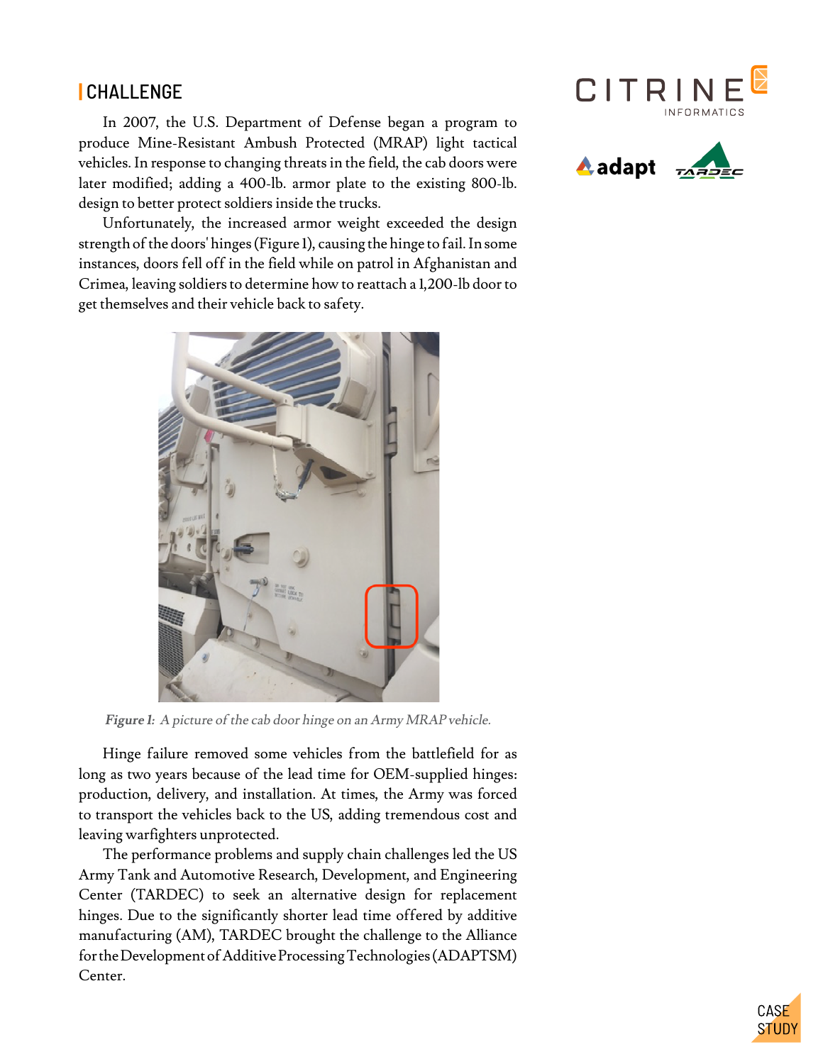## CHALLENGE

In 2007, the U.S. Department of Defense began a program to produce Mine-Resistant Ambush Protected (MRAP) light tactical vehicles. In response to changing threats in the field, the cab doors were later modified; adding a 400-lb. armor plate to the existing 800-lb. design to better protect soldiers inside the trucks.

Unfortunately, the increased armor weight exceeded the design strength of the doors' hinges (Figure 1), causing the hinge to fail. In some instances, doors fell off in the field while on patrol in Afghanistan and Crimea, leaving soldiers to determine how to reattach a 1,200-lb door to get themselves and their vehicle back to safety.

***Figure 1:*** *A picture of the cab door hinge on an Army MRAP vehicle.*

Hinge failure removed some vehicles from the battlefield for as long as two years because of the lead time for OEM-supplied hinges: production, delivery, and installation. At times, the Army was forced to transport the vehicles back to the US, adding tremendous cost and leaving warfighters unprotected.

The performance problems and supply chain challenges led the US Army Tank and Automotive Research, Development, and Engineering Center (TARDEC) to seek an alternative design for replacement hinges. Due to the significantly shorter lead time offered by additive manufacturing (AM), TARDEC brought the challenge to the Alliance for the Development of Additive Processing Technologies (ADAPTSM) Center.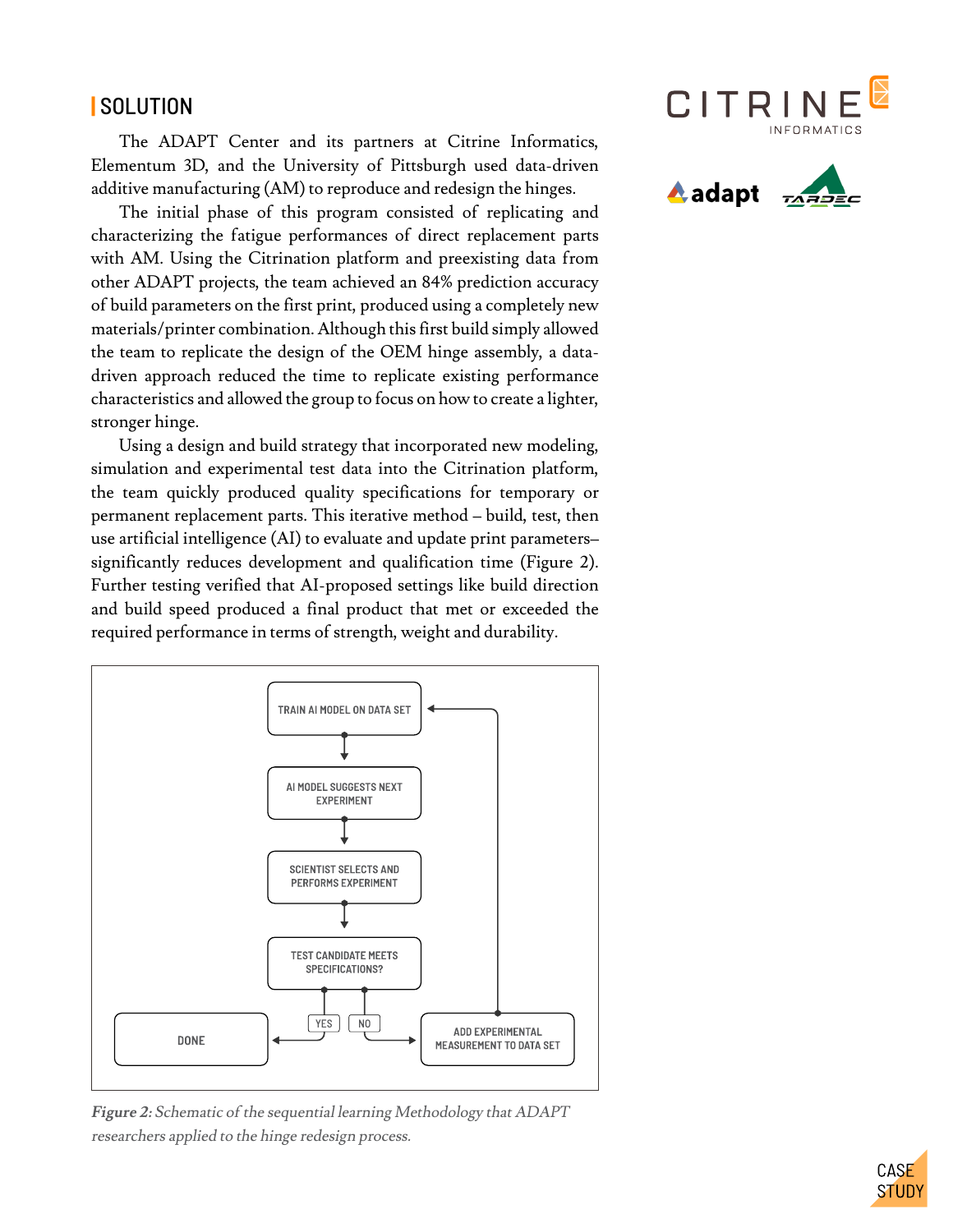## SOLUTION

The ADAPT Center and its partners at Citrine Informatics, Elementum 3D, and the University of Pittsburgh used data-driven additive manufacturing (AM) to reproduce and redesign the hinges.

The initial phase of this program consisted of replicating and characterizing the fatigue performances of direct replacement parts with AM. Using the Citrination platform and preexisting data from other ADAPT projects, the team achieved an 84% prediction accuracy of build parameters on the first print, produced using a completely new materials/printer combination. Although this first build simply allowed the team to replicate the design of the OEM hinge assembly, a data-driven approach reduced the time to replicate existing performance characteristics and allowed the group to focus on how to create a lighter, stronger hinge.

Using a design and build strategy that incorporated new modeling, simulation and experimental test data into the Citrination platform, the team quickly produced quality specifications for temporary or permanent replacement parts. This iterative method – build, test, then use artificial intelligence (AI) to evaluate and update print parameters– significantly reduces development and qualification time (Figure 2). Further testing verified that AI-proposed settings like build direction and build speed produced a final product that met or exceeded the required performance in terms of strength, weight and durability.

TRAIN AI MODEL ON DATA SET → AI MODEL SUGGESTS NEXT EXPERIMENT → SCIENTIST SELECTS AND PERFORMS EXPERIMENT → TEST CANDIDATE MEETS SPECIFICATIONS?

- YES → DONE
- NO → ADD EXPERIMENTAL MEASUREMENT TO DATA SET → (back to) TRAIN AI MODEL ON DATA SET

*Figure 2: Schematic of the sequential learning Methodology that ADAPT researchers applied to the hinge redesign process.*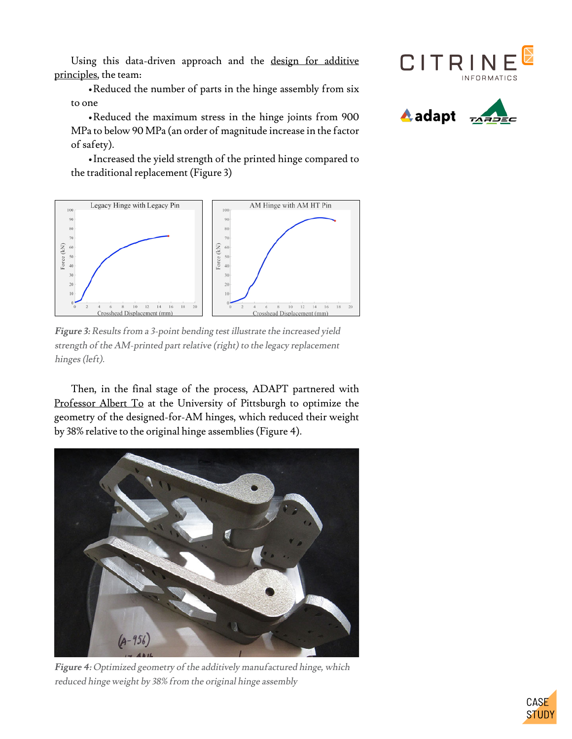Using this data-driven approach and the design for additive principles, the team:

- Reduced the number of parts in the hinge assembly from six to one
- Reduced the maximum stress in the hinge joints from 900 MPa to below 90 MPa (an order of magnitude increase in the factor of safety).
- Increased the yield strength of the printed hinge compared to the traditional replacement (Figure 3)

*Figure 3: Results from a 3-point bending test illustrate the increased yield strength of the AM-printed part relative (right) to the legacy replacement hinges (left).*

Then, in the final stage of the process, ADAPT partnered with Professor Albert To at the University of Pittsburgh to optimize the geometry of the designed-for-AM hinges, which reduced their weight by 38% relative to the original hinge assemblies (Figure 4).

*Figure 4: Optimized geometry of the additively manufactured hinge, which reduced hinge weight by 38% from the original hinge assembly*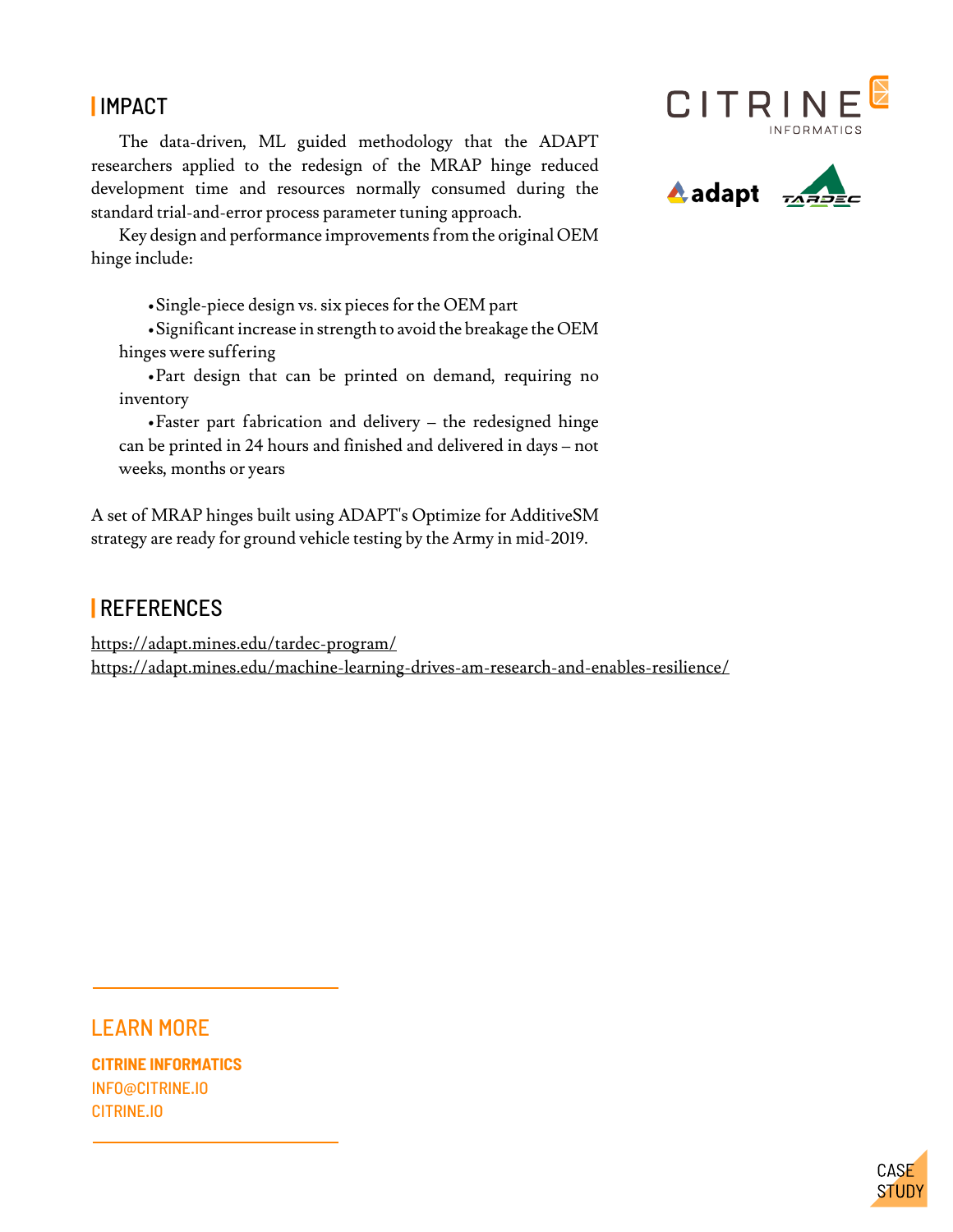## IMPACT

The data-driven, ML guided methodology that the ADAPT researchers applied to the redesign of the MRAP hinge reduced development time and resources normally consumed during the standard trial-and-error process parameter tuning approach.

Key design and performance improvements from the original OEM hinge include:

- Single-piece design vs. six pieces for the OEM part
- Significant increase in strength to avoid the breakage the OEM hinges were suffering
- Part design that can be printed on demand, requiring no inventory
- Faster part fabrication and delivery – the redesigned hinge can be printed in 24 hours and finished and delivered in days – not weeks, months or years

A set of MRAP hinges built using ADAPT's Optimize for AdditiveSM strategy are ready for ground vehicle testing by the Army in mid-2019.

## REFERENCES

https://adapt.mines.edu/tardec-program/
https://adapt.mines.edu/machine-learning-drives-am-research-and-enables-resilience/

## LEARN MORE

**CITRINE INFORMATICS**
INFO@CITRINE.IO
CITRINE.IO